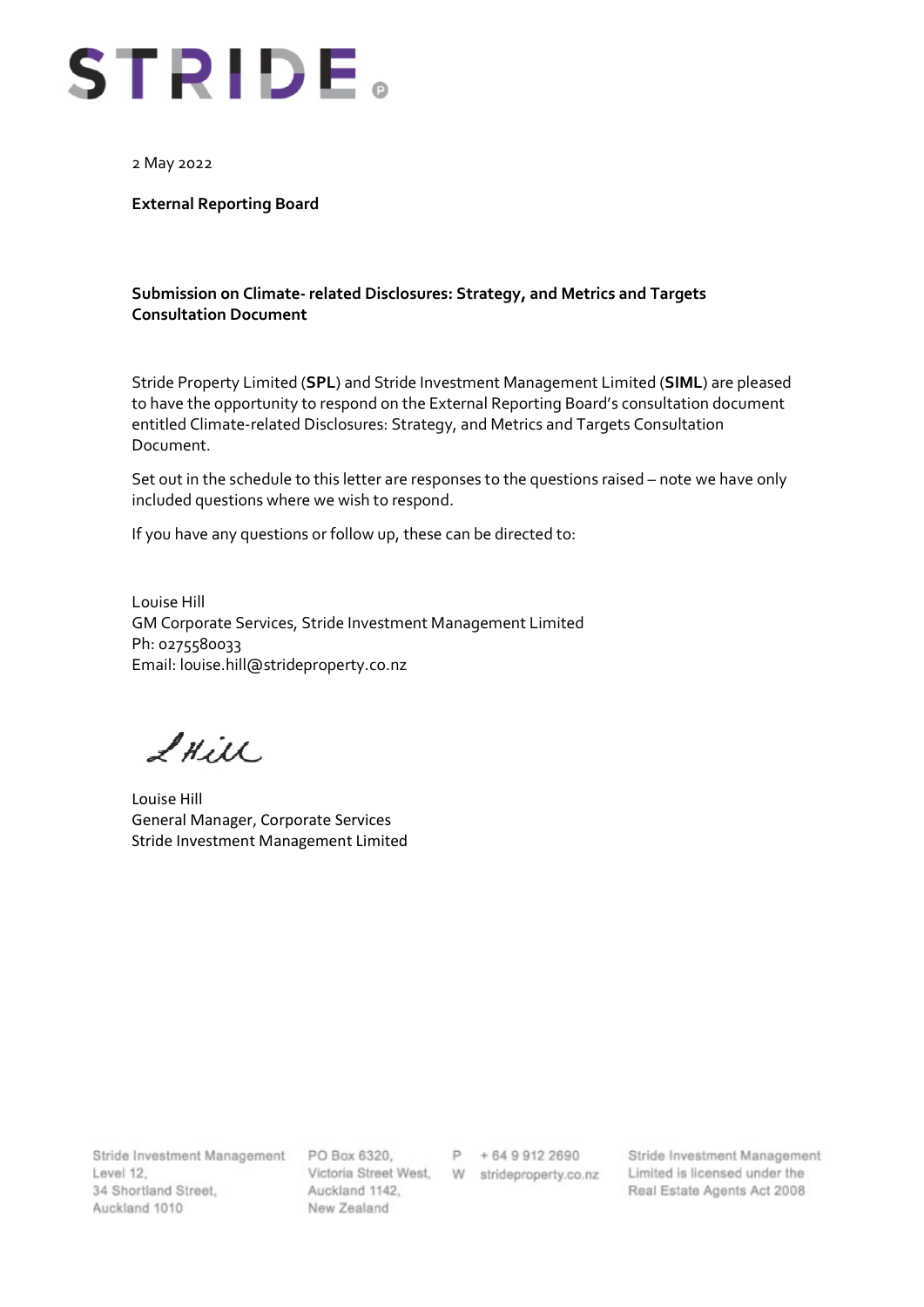STRIDE

2 May 2022

**External Reporting Board**

**Submission on Climate- related Disclosures: Strategy, and Metrics and Targets Consultation Document**

Stride Property Limited (**SPL**) and Stride Investment Management Limited (**SIML**) are pleased to have the opportunity to respond on the External Reporting Board's consultation document entitled Climate-related Disclosures: Strategy, and Metrics and Targets Consultation Document.

Set out in the schedule to this letter are responses to the questions raised – note we have only included questions where we wish to respond.

If you have any questions or follow up, these can be directed to:

Louise Hill
GM Corporate Services, Stride Investment Management Limited
Ph: 0275580033
Email: louise.hill@strideproperty.co.nz

L Hill

Louise Hill
General Manager, Corporate Services
Stride Investment Management Limited

Stride Investment Management
Level 12,
34 Shortland Street,
Auckland 1010

PO Box 6320,
Victoria Street West,
Auckland 1142,
New Zealand

P + 64 9 912 2690
W strideproperty.co.nz

Stride Investment Management Limited is licensed under the Real Estate Agents Act 2008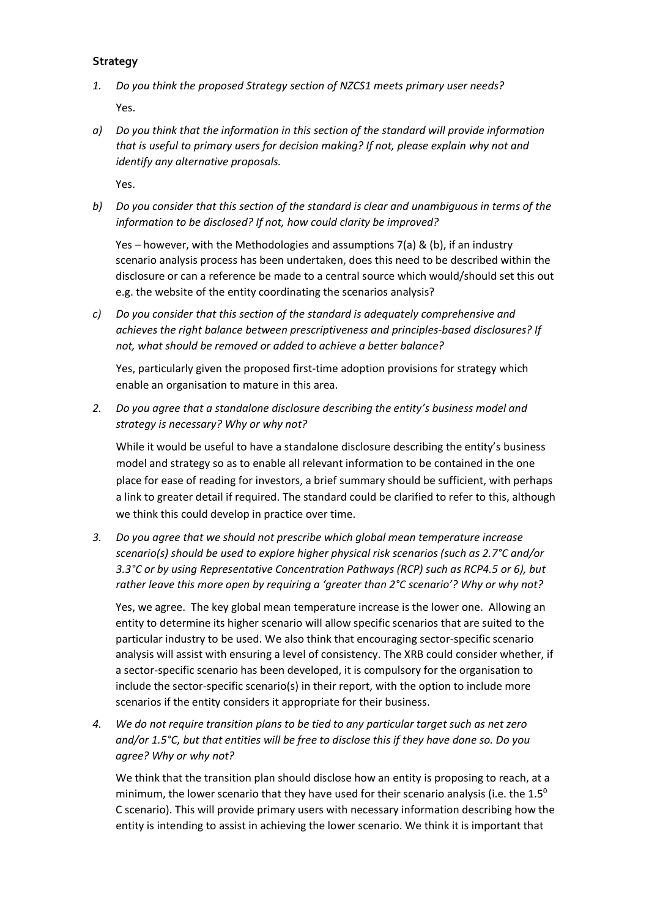**Strategy**

1. *Do you think the proposed Strategy section of NZCS1 meets primary user needs?*

   Yes.

a) *Do you think that the information in this section of the standard will provide information that is useful to primary users for decision making? If not, please explain why not and identify any alternative proposals.*

   Yes.

b) *Do you consider that this section of the standard is clear and unambiguous in terms of the information to be disclosed? If not, how could clarity be improved?*

   Yes – however, with the Methodologies and assumptions 7(a) & (b), if an industry scenario analysis process has been undertaken, does this need to be described within the disclosure or can a reference be made to a central source which would/should set this out e.g. the website of the entity coordinating the scenarios analysis?

c) *Do you consider that this section of the standard is adequately comprehensive and achieves the right balance between prescriptiveness and principles-based disclosures? If not, what should be removed or added to achieve a better balance?*

   Yes, particularly given the proposed first-time adoption provisions for strategy which enable an organisation to mature in this area.

2. *Do you agree that a standalone disclosure describing the entity's business model and strategy is necessary? Why or why not?*

   While it would be useful to have a standalone disclosure describing the entity's business model and strategy so as to enable all relevant information to be contained in the one place for ease of reading for investors, a brief summary should be sufficient, with perhaps a link to greater detail if required. The standard could be clarified to refer to this, although we think this could develop in practice over time.

3. *Do you agree that we should not prescribe which global mean temperature increase scenario(s) should be used to explore higher physical risk scenarios (such as 2.7°C and/or 3.3°C or by using Representative Concentration Pathways (RCP) such as RCP4.5 or 6), but rather leave this more open by requiring a 'greater than 2°C scenario'? Why or why not?*

   Yes, we agree. The key global mean temperature increase is the lower one. Allowing an entity to determine its higher scenario will allow specific scenarios that are suited to the particular industry to be used. We also think that encouraging sector-specific scenario analysis will assist with ensuring a level of consistency. The XRB could consider whether, if a sector-specific scenario has been developed, it is compulsory for the organisation to include the sector-specific scenario(s) in their report, with the option to include more scenarios if the entity considers it appropriate for their business.

4. *We do not require transition plans to be tied to any particular target such as net zero and/or 1.5°C, but that entities will be free to disclose this if they have done so. Do you agree? Why or why not?*

   We think that the transition plan should disclose how an entity is proposing to reach, at a minimum, the lower scenario that they have used for their scenario analysis (i.e. the $1.5^0$ C scenario). This will provide primary users with necessary information describing how the entity is intending to assist in achieving the lower scenario. We think it is important that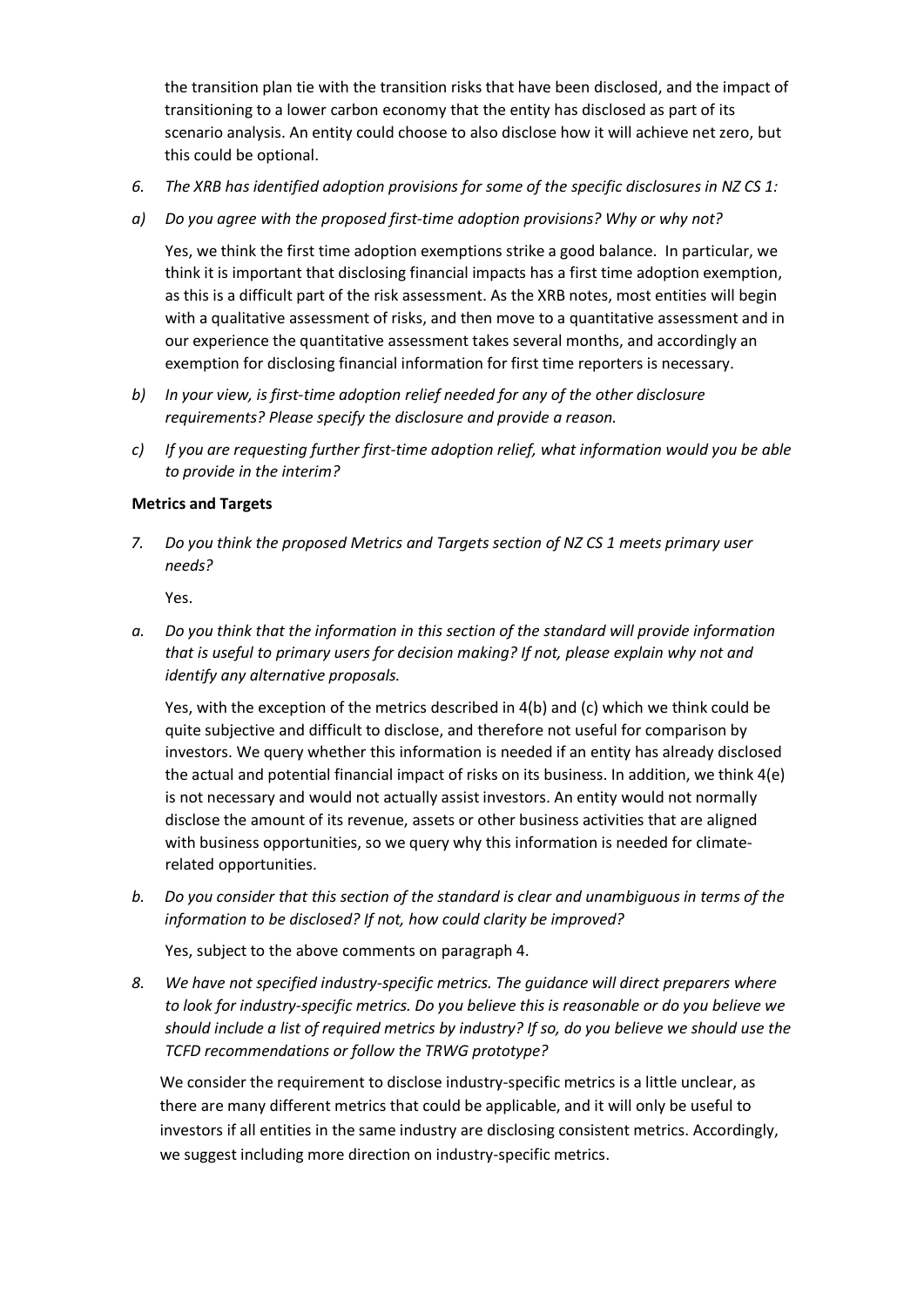the transition plan tie with the transition risks that have been disclosed, and the impact of transitioning to a lower carbon economy that the entity has disclosed as part of its scenario analysis. An entity could choose to also disclose how it will achieve net zero, but this could be optional.

6. *The XRB has identified adoption provisions for some of the specific disclosures in NZ CS 1:*

a) *Do you agree with the proposed first-time adoption provisions? Why or why not?*

   Yes, we think the first time adoption exemptions strike a good balance. In particular, we think it is important that disclosing financial impacts has a first time adoption exemption, as this is a difficult part of the risk assessment. As the XRB notes, most entities will begin with a qualitative assessment of risks, and then move to a quantitative assessment and in our experience the quantitative assessment takes several months, and accordingly an exemption for disclosing financial information for first time reporters is necessary.

b) *In your view, is first-time adoption relief needed for any of the other disclosure requirements? Please specify the disclosure and provide a reason.*

c) *If you are requesting further first-time adoption relief, what information would you be able to provide in the interim?*

**Metrics and Targets**

7. *Do you think the proposed Metrics and Targets section of NZ CS 1 meets primary user needs?*

   Yes.

a. *Do you think that the information in this section of the standard will provide information that is useful to primary users for decision making? If not, please explain why not and identify any alternative proposals.*

   Yes, with the exception of the metrics described in 4(b) and (c) which we think could be quite subjective and difficult to disclose, and therefore not useful for comparison by investors. We query whether this information is needed if an entity has already disclosed the actual and potential financial impact of risks on its business. In addition, we think 4(e) is not necessary and would not actually assist investors. An entity would not normally disclose the amount of its revenue, assets or other business activities that are aligned with business opportunities, so we query why this information is needed for climate-related opportunities.

b. *Do you consider that this section of the standard is clear and unambiguous in terms of the information to be disclosed? If not, how could clarity be improved?*

   Yes, subject to the above comments on paragraph 4.

8. *We have not specified industry-specific metrics. The guidance will direct preparers where to look for industry-specific metrics. Do you believe this is reasonable or do you believe we should include a list of required metrics by industry? If so, do you believe we should use the TCFD recommendations or follow the TRWG prototype?*

   We consider the requirement to disclose industry-specific metrics is a little unclear, as there are many different metrics that could be applicable, and it will only be useful to investors if all entities in the same industry are disclosing consistent metrics. Accordingly, we suggest including more direction on industry-specific metrics.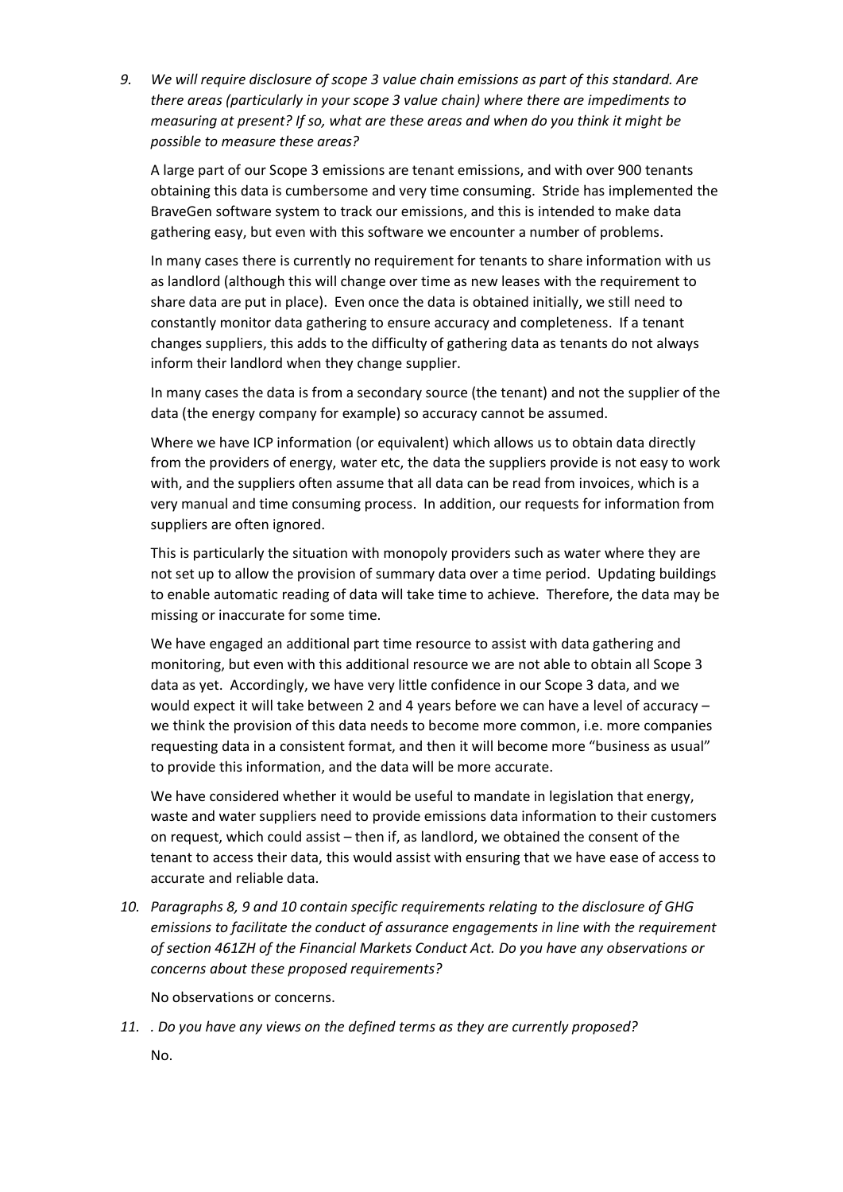9. *We will require disclosure of scope 3 value chain emissions as part of this standard. Are there areas (particularly in your scope 3 value chain) where there are impediments to measuring at present? If so, what are these areas and when do you think it might be possible to measure these areas?*

   A large part of our Scope 3 emissions are tenant emissions, and with over 900 tenants obtaining this data is cumbersome and very time consuming. Stride has implemented the BraveGen software system to track our emissions, and this is intended to make data gathering easy, but even with this software we encounter a number of problems.

   In many cases there is currently no requirement for tenants to share information with us as landlord (although this will change over time as new leases with the requirement to share data are put in place). Even once the data is obtained initially, we still need to constantly monitor data gathering to ensure accuracy and completeness. If a tenant changes suppliers, this adds to the difficulty of gathering data as tenants do not always inform their landlord when they change supplier.

   In many cases the data is from a secondary source (the tenant) and not the supplier of the data (the energy company for example) so accuracy cannot be assumed.

   Where we have ICP information (or equivalent) which allows us to obtain data directly from the providers of energy, water etc, the data the suppliers provide is not easy to work with, and the suppliers often assume that all data can be read from invoices, which is a very manual and time consuming process. In addition, our requests for information from suppliers are often ignored.

   This is particularly the situation with monopoly providers such as water where they are not set up to allow the provision of summary data over a time period. Updating buildings to enable automatic reading of data will take time to achieve. Therefore, the data may be missing or inaccurate for some time.

   We have engaged an additional part time resource to assist with data gathering and monitoring, but even with this additional resource we are not able to obtain all Scope 3 data as yet. Accordingly, we have very little confidence in our Scope 3 data, and we would expect it will take between 2 and 4 years before we can have a level of accuracy – we think the provision of this data needs to become more common, i.e. more companies requesting data in a consistent format, and then it will become more "business as usual" to provide this information, and the data will be more accurate.

   We have considered whether it would be useful to mandate in legislation that energy, waste and water suppliers need to provide emissions data information to their customers on request, which could assist – then if, as landlord, we obtained the consent of the tenant to access their data, this would assist with ensuring that we have ease of access to accurate and reliable data.

10. *Paragraphs 8, 9 and 10 contain specific requirements relating to the disclosure of GHG emissions to facilitate the conduct of assurance engagements in line with the requirement of section 461ZH of the Financial Markets Conduct Act. Do you have any observations or concerns about these proposed requirements?*

    No observations or concerns.

11. *. Do you have any views on the defined terms as they are currently proposed?*

    No.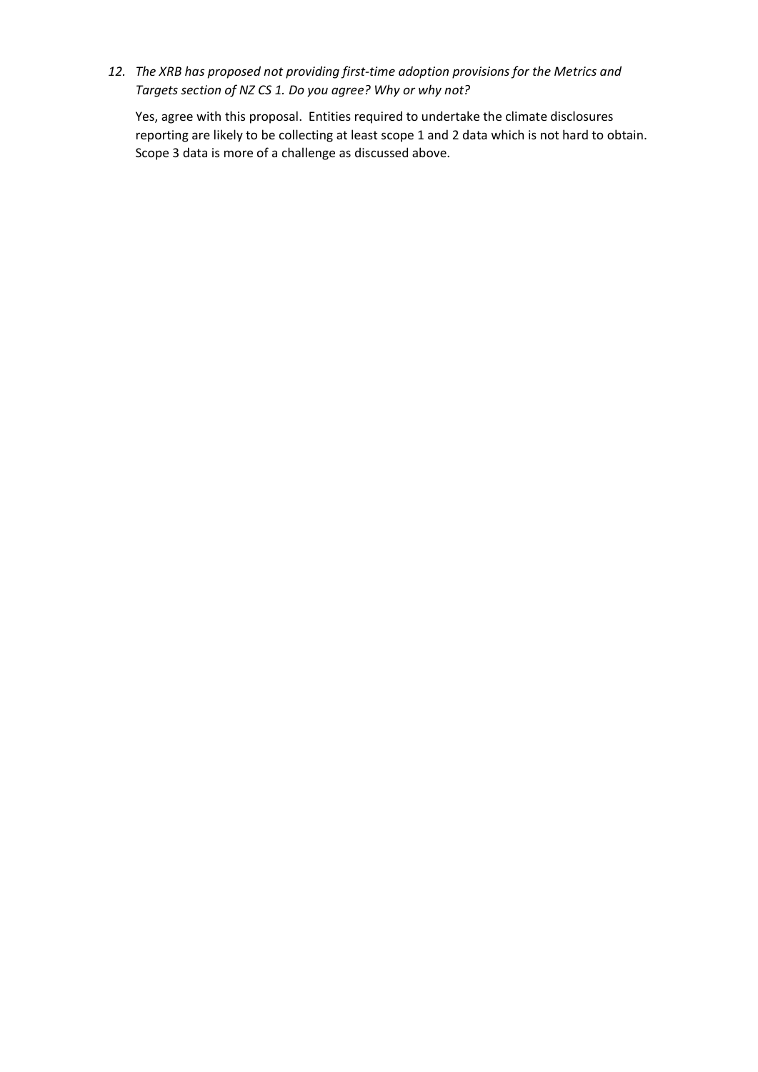12. *The XRB has proposed not providing first-time adoption provisions for the Metrics and Targets section of NZ CS 1. Do you agree? Why or why not?*

    Yes, agree with this proposal. Entities required to undertake the climate disclosures reporting are likely to be collecting at least scope 1 and 2 data which is not hard to obtain. Scope 3 data is more of a challenge as discussed above.